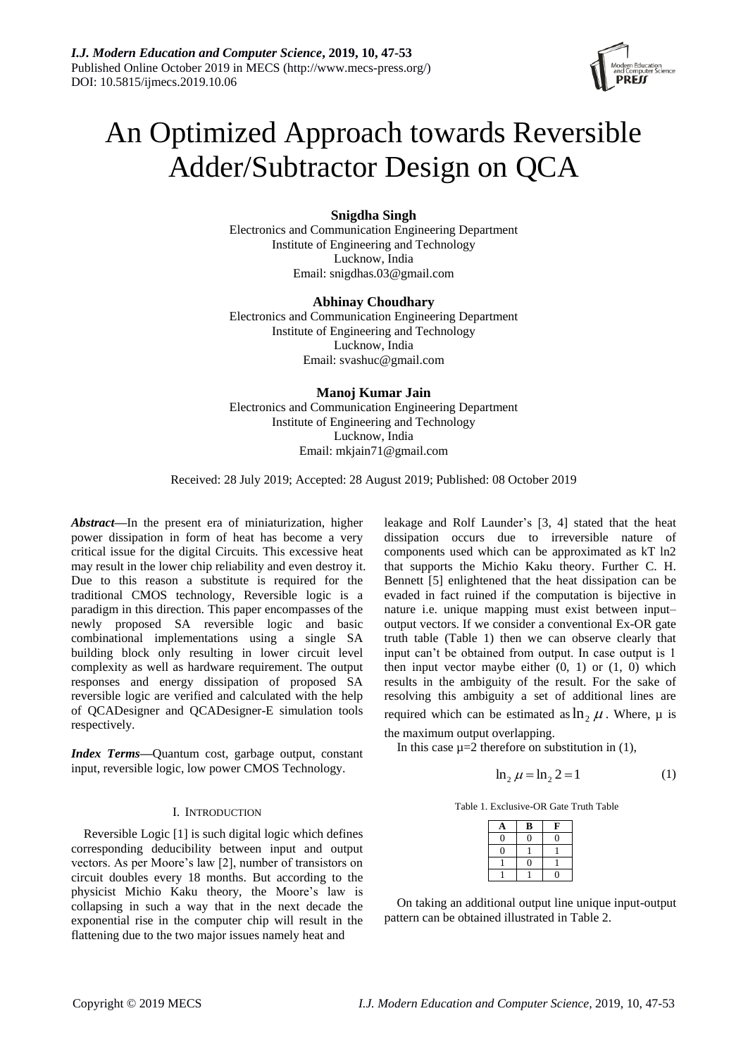# An Optimized Approach towards Reversible Adder/Subtractor Design on QCA

**Snigdha Singh**
Electronics and Communication Engineering Department
Institute of Engineering and Technology
Lucknow, India
Email: snigdhas.03@gmail.com

**Abhinay Choudhary**
Electronics and Communication Engineering Department
Institute of Engineering and Technology
Lucknow, India
Email: svashuc@gmail.com

**Manoj Kumar Jain**
Electronics and Communication Engineering Department
Institute of Engineering and Technology
Lucknow, India
Email: mkjain71@gmail.com

Received: 28 July 2019; Accepted: 28 August 2019; Published: 08 October 2019

***Abstract*—**In the present era of miniaturization, higher power dissipation in form of heat has become a very critical issue for the digital Circuits. This excessive heat may result in the lower chip reliability and even destroy it. Due to this reason a substitute is required for the traditional CMOS technology, Reversible logic is a paradigm in this direction. This paper encompasses of the newly proposed SA reversible logic and basic combinational implementations using a single SA building block only resulting in lower circuit level complexity as well as hardware requirement. The output responses and energy dissipation of proposed SA reversible logic are verified and calculated with the help of QCADesigner and QCADesigner-E simulation tools respectively.

***Index Terms*—**Quantum cost, garbage output, constant input, reversible logic, low power CMOS Technology.

## I. Introduction

Reversible Logic [1] is such digital logic which defines corresponding deducibility between input and output vectors. As per Moore's law [2], number of transistors on circuit doubles every 18 months. But according to the physicist Michio Kaku theory, the Moore's law is collapsing in such a way that in the next decade the exponential rise in the computer chip will result in the flattening due to the two major issues namely heat and leakage and Rolf Launder's [3, 4] stated that the heat dissipation occurs due to irreversible nature of components used which can be approximated as kT ln2 that supports the Michio Kaku theory. Further C. H. Bennett [5] enlightened that the heat dissipation can be evaded in fact ruined if the computation is bijective in nature i.e. unique mapping must exist between input–output vectors. If we consider a conventional Ex-OR gate truth table (Table 1) then we can observe clearly that input can't be obtained from output. In case output is 1 then input vector maybe either (0, 1) or (1, 0) which results in the ambiguity of the result. For the sake of resolving this ambiguity a set of additional lines are required which can be estimated as $\ln_2 \mu$. Where, μ is the maximum output overlapping.

In this case μ=2 therefore on substitution in (1),

$$\ln_2 \mu = \ln_2 2 = 1 \tag{1}$$

Table 1. Exclusive-OR Gate Truth Table

| A | B | F |
|---|---|---|
| 0 | 0 | 0 |
| 0 | 1 | 1 |
| 1 | 0 | 1 |
| 1 | 1 | 0 |

On taking an additional output line unique input-output pattern can be obtained illustrated in Table 2.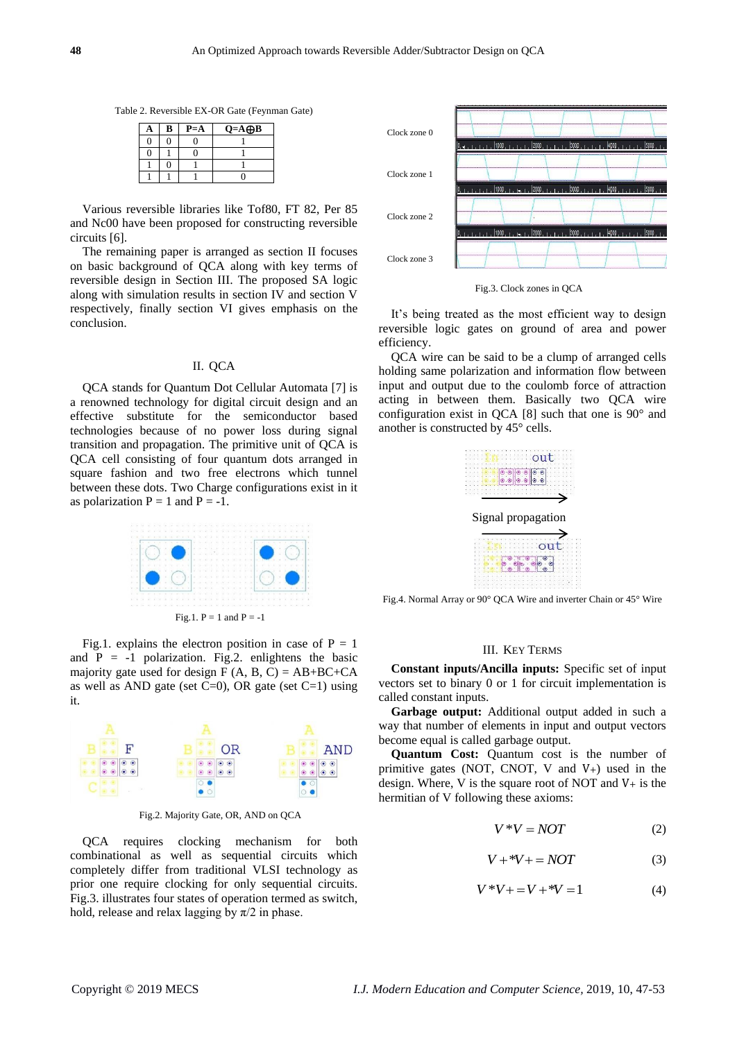Table 2. Reversible EX-OR Gate (Feynman Gate)

| A | B | P=A | Q=A⊕B |
|---|---|---|---|
| 0 | 0 | 0 | 1 |
| 0 | 1 | 0 | 1 |
| 1 | 0 | 1 | 1 |
| 1 | 1 | 1 | 0 |

Various reversible libraries like Tof80, FT 82, Per 85 and Nc00 have been proposed for constructing reversible circuits [6].

The remaining paper is arranged as section II focuses on basic background of QCA along with key terms of reversible design in Section III. The proposed SA logic along with simulation results in section IV and section V respectively, finally section VI gives emphasis on the conclusion.

## II. QCA

QCA stands for Quantum Dot Cellular Automata [7] is a renowned technology for digital circuit design and an effective substitute for the semiconductor based technologies because of no power loss during signal transition and propagation. The primitive unit of QCA is QCA cell consisting of four quantum dots arranged in square fashion and two free electrons which tunnel between these dots. Two Charge configurations exist in it as polarization P = 1 and P = -1.

Fig.1. P = 1 and P = -1

Fig.1. explains the electron position in case of P = 1 and P = -1 polarization. Fig.2. enlightens the basic majority gate used for design F (A, B, C) = AB+BC+CA as well as AND gate (set C=0), OR gate (set C=1) using it.

Fig.2. Majority Gate, OR, AND on QCA

QCA requires clocking mechanism for both combinational as well as sequential circuits which completely differ from traditional VLSI technology as prior one require clocking for only sequential circuits. Fig.3. illustrates four states of operation termed as switch, hold, release and relax lagging by $\pi/2$ in phase.

Fig.3. Clock zones in QCA

It's being treated as the most efficient way to design reversible logic gates on ground of area and power efficiency.

QCA wire can be said to be a clump of arranged cells holding same polarization and information flow between input and output due to the coulomb force of attraction acting in between them. Basically two QCA wire configuration exist in QCA [8] such that one is 90° and another is constructed by 45° cells.

Fig.4. Normal Array or 90° QCA Wire and inverter Chain or 45° Wire

## III. Key Terms

**Constant inputs/Ancilla inputs:** Specific set of input vectors set to binary 0 or 1 for circuit implementation is called constant inputs.

**Garbage output:** Additional output added in such a way that number of elements in input and output vectors become equal is called garbage output.

**Quantum Cost:** Quantum cost is the number of primitive gates (NOT, CNOT, V and V+) used in the design. Where, V is the square root of NOT and V+ is the hermitian of V following these axioms:

$$V * V = NOT \tag{2}$$

$$V + * V + = NOT \tag{3}$$

$$V * V + = V + * V = 1 \tag{4}$$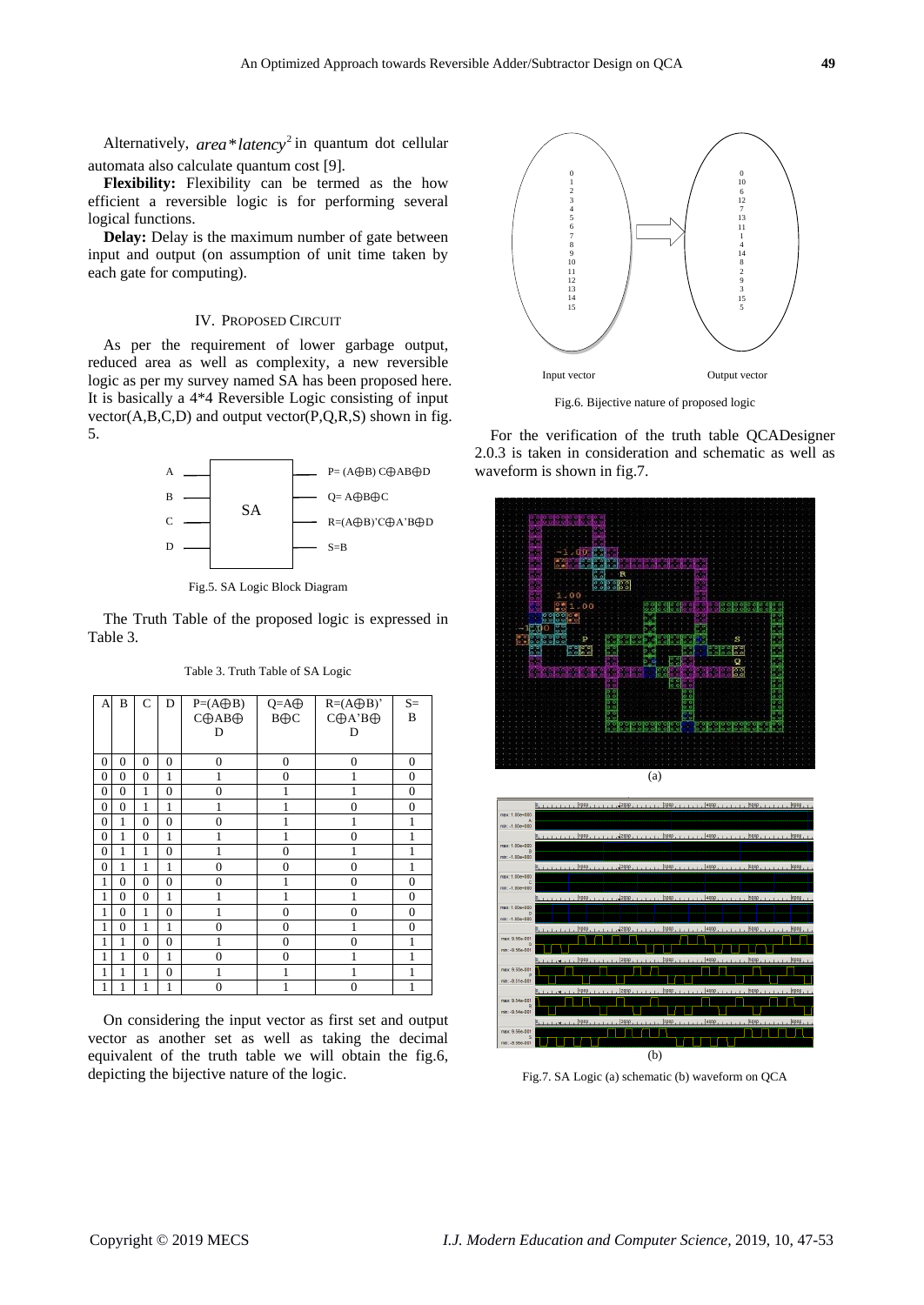Alternatively, $area * latency^2$ in quantum dot cellular automata also calculate quantum cost [9].

**Flexibility:** Flexibility can be termed as the how efficient a reversible logic is for performing several logical functions.

**Delay:** Delay is the maximum number of gate between input and output (on assumption of unit time taken by each gate for computing).

## IV. Proposed Circuit

As per the requirement of lower garbage output, reduced area as well as complexity, a new reversible logic as per my survey named SA has been proposed here. It is basically a 4*4 Reversible Logic consisting of input vector(A,B,C,D) and output vector(P,Q,R,S) shown in fig. 5.

Fig.5. SA Logic Block Diagram

The Truth Table of the proposed logic is expressed in Table 3.

Table 3. Truth Table of SA Logic

| A | B | C | D | P=(A⊕B) C⊕AB⊕ D | Q=A⊕ B⊕C | R=(A⊕B)' C⊕A'B⊕ D | S= B |
|---|---|---|---|---|---|---|---|
| 0 | 0 | 0 | 0 | 0 | 0 | 0 | 0 |
| 0 | 0 | 0 | 1 | 1 | 0 | 1 | 0 |
| 0 | 0 | 1 | 0 | 0 | 1 | 1 | 0 |
| 0 | 0 | 1 | 1 | 1 | 1 | 0 | 0 |
| 0 | 1 | 0 | 0 | 0 | 1 | 1 | 1 |
| 0 | 1 | 0 | 1 | 1 | 1 | 0 | 1 |
| 0 | 1 | 1 | 0 | 1 | 0 | 1 | 1 |
| 0 | 1 | 1 | 1 | 0 | 0 | 0 | 1 |
| 1 | 0 | 0 | 0 | 0 | 1 | 0 | 0 |
| 1 | 0 | 0 | 1 | 1 | 1 | 1 | 0 |
| 1 | 0 | 1 | 0 | 1 | 0 | 0 | 0 |
| 1 | 0 | 1 | 1 | 0 | 0 | 1 | 0 |
| 1 | 1 | 0 | 0 | 1 | 0 | 0 | 1 |
| 1 | 1 | 0 | 1 | 0 | 0 | 1 | 1 |
| 1 | 1 | 1 | 0 | 1 | 1 | 1 | 1 |
| 1 | 1 | 1 | 1 | 0 | 1 | 0 | 1 |

On considering the input vector as first set and output vector as another set as well as taking the decimal equivalent of the truth table we will obtain the fig.6, depicting the bijective nature of the logic.

Fig.6. Bijective nature of proposed logic

For the verification of the truth table QCADesigner 2.0.3 is taken in consideration and schematic as well as waveform is shown in fig.7.

(a)

(b)

Fig.7. SA Logic (a) schematic (b) waveform on QCA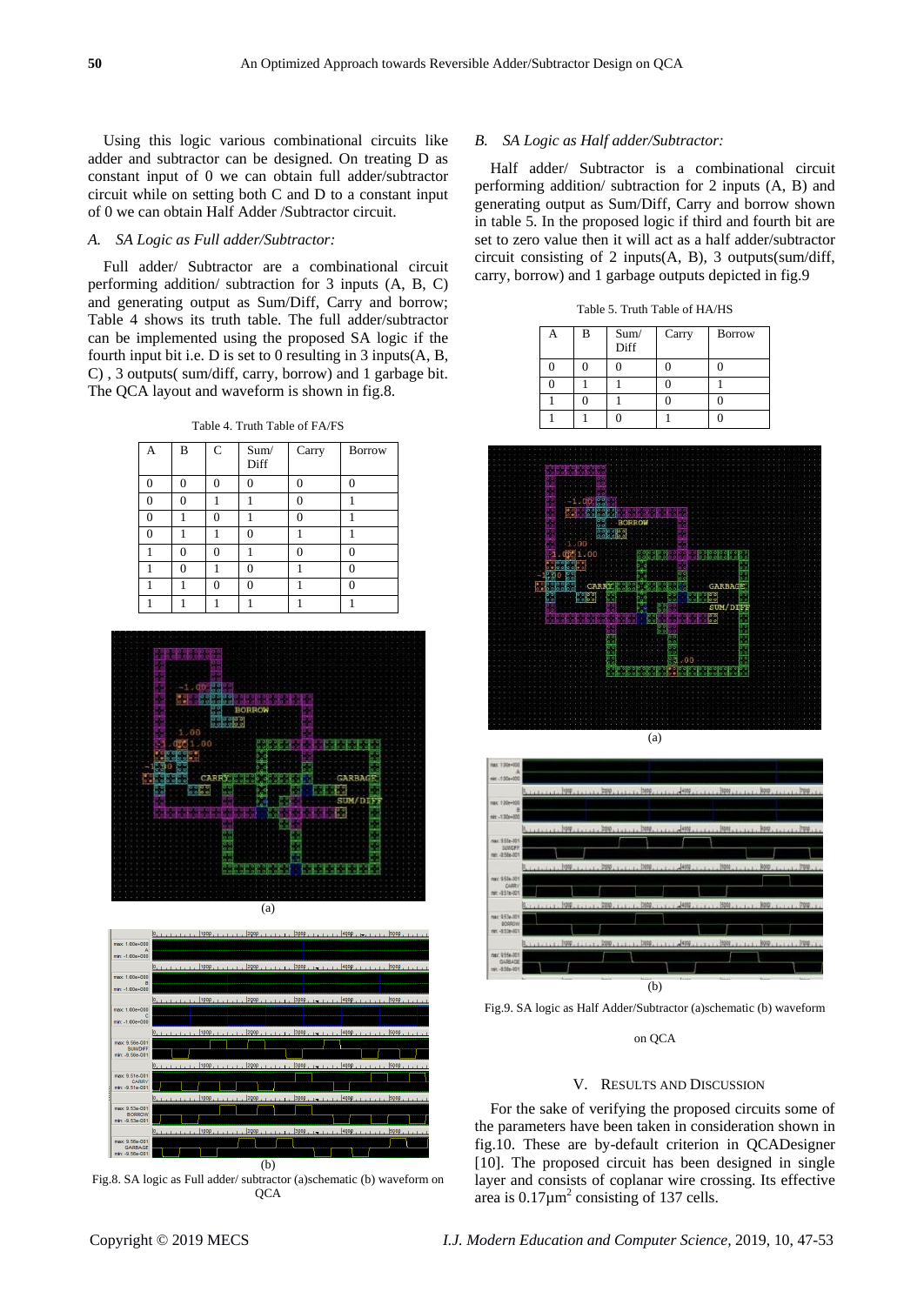Using this logic various combinational circuits like adder and subtractor can be designed. On treating D as constant input of 0 we can obtain full adder/subtractor circuit while on setting both C and D to a constant input of 0 we can obtain Half Adder /Subtractor circuit.

### *A. SA Logic as Full adder/Subtractor:*

Full adder/ Subtractor are a combinational circuit performing addition/ subtraction for 3 inputs (A, B, C) and generating output as Sum/Diff, Carry and borrow; Table 4 shows its truth table. The full adder/subtractor can be implemented using the proposed SA logic if the fourth input bit i.e. D is set to 0 resulting in 3 inputs(A, B, C) , 3 outputs( sum/diff, carry, borrow) and 1 garbage bit. The QCA layout and waveform is shown in fig.8.

Table 4. Truth Table of FA/FS

| A | B | C | Sum/ Diff | Carry | Borrow |
|---|---|---|---|---|---|
| 0 | 0 | 0 | 0 | 0 | 0 |
| 0 | 0 | 1 | 1 | 0 | 1 |
| 0 | 1 | 0 | 1 | 0 | 1 |
| 0 | 1 | 1 | 0 | 1 | 1 |
| 1 | 0 | 0 | 1 | 0 | 0 |
| 1 | 0 | 1 | 0 | 1 | 0 |
| 1 | 1 | 0 | 0 | 1 | 0 |
| 1 | 1 | 1 | 1 | 1 | 1 |

(a)

(b)

Fig.8. SA logic as Full adder/ subtractor (a)schematic (b) waveform on QCA

### *B. SA Logic as Half adder/Subtractor:*

Half adder/ Subtractor is a combinational circuit performing addition/ subtraction for 2 inputs (A, B) and generating output as Sum/Diff, Carry and borrow shown in table 5. In the proposed logic if third and fourth bit are set to zero value then it will act as a half adder/subtractor circuit consisting of 2 inputs(A, B), 3 outputs(sum/diff, carry, borrow) and 1 garbage outputs depicted in fig.9

Table 5. Truth Table of HA/HS

| A | B | Sum/ Diff | Carry | Borrow |
|---|---|---|---|---|
| 0 | 0 | 0 | 0 | 0 |
| 0 | 1 | 1 | 0 | 1 |
| 1 | 0 | 1 | 0 | 0 |
| 1 | 1 | 0 | 1 | 0 |

(a)

(b)

Fig.9. SA logic as Half Adder/Subtractor (a)schematic (b) waveform on QCA

## V. Results and Discussion

For the sake of verifying the proposed circuits some of the parameters have been taken in consideration shown in fig.10. These are by-default criterion in QCADesigner [10]. The proposed circuit has been designed in single layer and consists of coplanar wire crossing. Its effective area is $0.17\mu m^2$ consisting of 137 cells.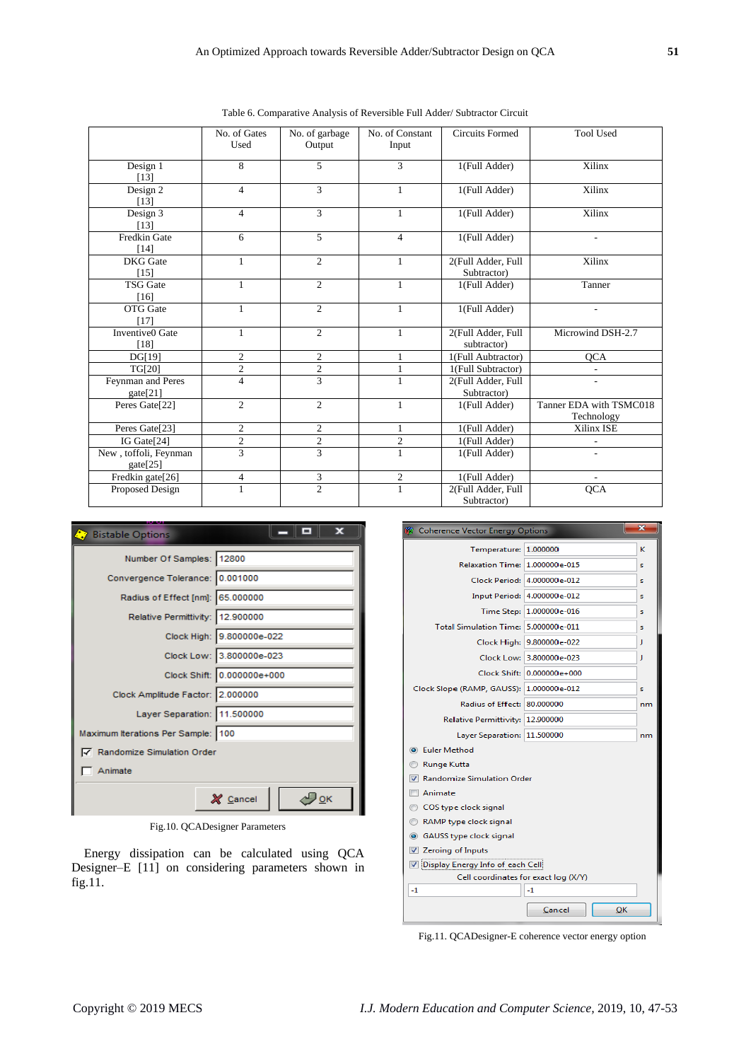Table 6. Comparative Analysis of Reversible Full Adder/ Subtractor Circuit

| | No. of Gates Used | No. of garbage Output | No. of Constant Input | Circuits Formed | Tool Used |
|---|---|---|---|---|---|
| Design 1 [13] | 8 | 5 | 3 | 1(Full Adder) | Xilinx |
| Design 2 [13] | 4 | 3 | 1 | 1(Full Adder) | Xilinx |
| Design 3 [13] | 4 | 3 | 1 | 1(Full Adder) | Xilinx |
| Fredkin Gate [14] | 6 | 5 | 4 | 1(Full Adder) | - |
| DKG Gate [15] | 1 | 2 | 1 | 2(Full Adder, Full Subtractor) | Xilinx |
| TSG Gate [16] | 1 | 2 | 1 | 1(Full Adder) | Tanner |
| OTG Gate [17] | 1 | 2 | 1 | 1(Full Adder) | - |
| Inventive0 Gate [18] | 1 | 2 | 1 | 2(Full Adder, Full subtractor) | Microwind DSH-2.7 |
| DG[19] | 2 | 2 | 1 | 1(Full Aubtractor) | QCA |
| TG[20] | 2 | 2 | 1 | 1(Full Subtractor) | - |
| Feynman and Peres gate[21] | 4 | 3 | 1 | 2(Full Adder, Full Subtractor) | - |
| Peres Gate[22] | 2 | 2 | 1 | 1(Full Adder) | Tanner EDA with TSMC018 Technology |
| Peres Gate[23] | 2 | 2 | 1 | 1(Full Adder) | Xilinx ISE |
| IG Gate[24] | 2 | 2 | 2 | 1(Full Adder) | - |
| New , toffoli, Feynman gate[25] | 3 | 3 | 1 | 1(Full Adder) | - |
| Fredkin gate[26] | 4 | 3 | 2 | 1(Full Adder) | - |
| Proposed Design | 1 | 2 | 1 | 2(Full Adder, Full Subtractor) | QCA |

Fig.10. QCADesigner Parameters

Energy dissipation can be calculated using QCA Designer–E [11] on considering parameters shown in fig.11.

Fig.11. QCADesigner-E coherence vector energy option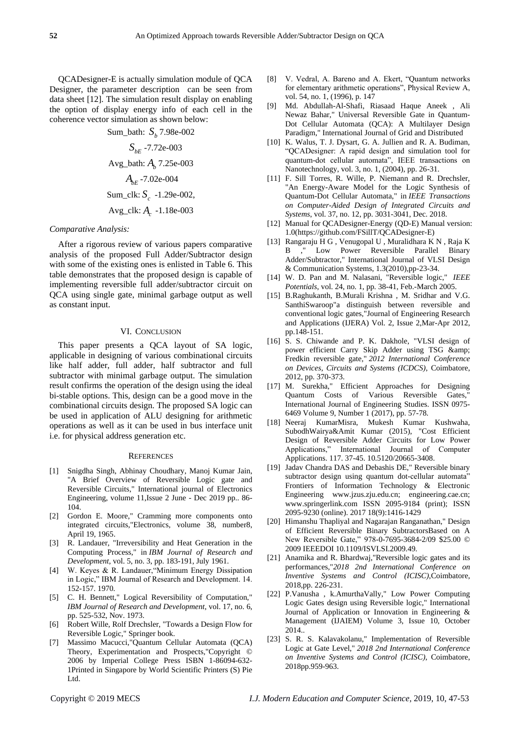QCADesigner-E is actually simulation module of QCA Designer, the parameter description can be seen from data sheet [12]. The simulation result display on enabling the option of display energy info of each cell in the coherence vector simulation as shown below:

Sum_bath: $S_b$ 7.98e-002

$S_{bE}$ -7.72e-003

Avg_bath: $A_b$ 7.25e-003

$A_{bE}$ -7.02e-004

Sum_clk: $S_c$ -1.29e-002,

Avg_clk: $A_c$ -1.18e-003

*Comparative Analysis:*

After a rigorous review of various papers comparative analysis of the proposed Full Adder/Subtractor design with some of the existing ones is enlisted in Table 6. This table demonstrates that the proposed design is capable of implementing reversible full adder/subtractor circuit on QCA using single gate, minimal garbage output as well as constant input.

## VI. Conclusion

This paper presents a QCA layout of SA logic, applicable in designing of various combinational circuits like half adder, full adder, half subtractor and full subtractor with minimal garbage output. The simulation result confirms the operation of the design using the ideal bi-stable options. This, design can be a good move in the combinational circuits design. The proposed SA logic can be used in application of ALU designing for arithmetic operations as well as it can be used in bus interface unit i.e. for physical address generation etc.

## References

[1] Snigdha Singh, Abhinay Choudhary, Manoj Kumar Jain, "A Brief Overview of Reversible Logic gate and Reversible Circuits," International journal of Electronics Engineering, volume 11,Issue 2 June - Dec 2019 pp.. 86-104.

[2] Gordon E. Moore," Cramming more components onto integrated circuits,"Electronics, volume 38, number8, April 19, 1965.

[3] R. Landauer, "Irreversibility and Heat Generation in the Computing Process," in *IBM Journal of Research and Development*, vol. 5, no. 3, pp. 183-191, July 1961.

[4] W. Keyes & R. Landauer,"Minimum Energy Dissipation in Logic," IBM Journal of Research and Development. 14. 152-157. 1970.

[5] C. H. Bennett," Logical Reversibility of Computation," *IBM Journal of Research and Development*, vol. 17, no. 6, pp. 525-532, Nov. 1973.

[6] Robert Wille, Rolf Drechsler, "Towards a Design Flow for Reversible Logic," Springer book.

[7] Massimo Macucci,"Quantum Cellular Automata (QCA) Theory, Experimentation and Prospects,"Copyright © 2006 by Imperial College Press ISBN 1-86094-632-1Printed in Singapore by World Scientific Printers (S) Pie Ltd.

[8] V. Vedral, A. Bareno and A. Ekert, "Quantum networks for elementary arithmetic operations", Physical Review A, vol. 54, no. 1, (1996), p. 147

[9] Md. Abdullah-Al-Shafi, Riasaad Haque Aneek , Ali Newaz Bahar," Universal Reversible Gate in Quantum-Dot Cellular Automata (QCA): A Multilayer Design Paradigm," International Journal of Grid and Distributed

[10] K. Walus, T. J. Dysart, G. A. Jullien and R. A. Budiman, "QCADesigner: A rapid design and simulation tool for quantum-dot cellular automata", IEEE transactions on Nanotechnology, vol. 3, no. 1, (2004), pp. 26-31.

[11] F. Sill Torres, R. Wille, P. Niemann and R. Drechsler, "An Energy-Aware Model for the Logic Synthesis of Quantum-Dot Cellular Automata," in *IEEE Transactions on Computer-Aided Design of Integrated Circuits and Systems*, vol. 37, no. 12, pp. 3031-3041, Dec. 2018.

[12] Manual for QCADesigner-Energy (QD-E) Manual version: 1.0(https://github.com/FSillT/QCADesigner-E)

[13] Rangaraju H G , Venugopal U , Muralidhara K N , Raja K B ," Low Power Reversible Parallel Binary Adder/Subtractor," International Journal of VLSI Design & Communication Systems, 1.3(2010),pp-23-34.

[14] W. D. Pan and M. Nalasani, "Reversible logic," *IEEE Potentials*, vol. 24, no. 1, pp. 38-41, Feb.-March 2005.

[15] B.Raghukanth, B.Murali Krishna , M. Sridhar and V.G. SanthiSwaroop"a distinguish between reversible and conventional logic gates,"Journal of Engineering Research and Applications (IJERA) Vol. 2, Issue 2,Mar-Apr 2012, pp.148-151.

[16] S. S. Chiwande and P. K. Dakhole, "VLSI design of power efficient Carry Skip Adder using TSG &amp; Fredkin reversible gate," *2012 International Conference on Devices, Circuits and Systems (ICDCS)*, Coimbatore, 2012, pp. 370-373.

[17] M. Surekha," Efficient Approaches for Designing Quantum Costs of Various Reversible Gates," International Journal of Engineering Studies. ISSN 0975-6469 Volume 9, Number 1 (2017), pp. 57-78.

[18] Neeraj KumarMisra, Mukesh Kumar Kushwaha, SubodhWairya&Amit Kumar (2015), "Cost Efficient Design of Reversible Adder Circuits for Low Power Applications," International Journal of Computer Applications. 117. 37-45. 10.5120/20665-3408.

[19] Jadav Chandra DAS and Debashis DE," Reversible binary subtractor design using quantum dot-cellular automata" Frontiers of Information Technology & Electronic Engineering www.jzus.zju.edu.cn; engineering.cae.cn; www.springerlink.com ISSN 2095-9184 (print); ISSN 2095-9230 (online). 2017 18(9):1416-1429

[20] Himanshu Thapliyal and Nagarajan Ranganathan," Design of Efficient Reversible Binary SubtractorsBased on A New Reversible Gate," 978-0-7695-3684-2/09 $25.00 © 2009 IEEEDOI 10.1109/ISVLSI.2009.49.

[21] Anamika and R. Bhardwaj,"Reversible logic gates and its performances,"*2018 2nd International Conference on Inventive Systems and Control (ICISC)*,Coimbatore, 2018,pp. 226-231.

[22] P.Vanusha , k.AmurthaVally," Low Power Computing Logic Gates design using Reversible logic," International Journal of Application or Innovation in Engineering & Management (IJAIEM) Volume 3, Issue 10, October 2014..

[23] S. R. S. Kalavakolanu," Implementation of Reversible Logic at Gate Level," *2018 2nd International Conference on Inventive Systems and Control (ICISC)*, Coimbatore, 2018pp.959-963.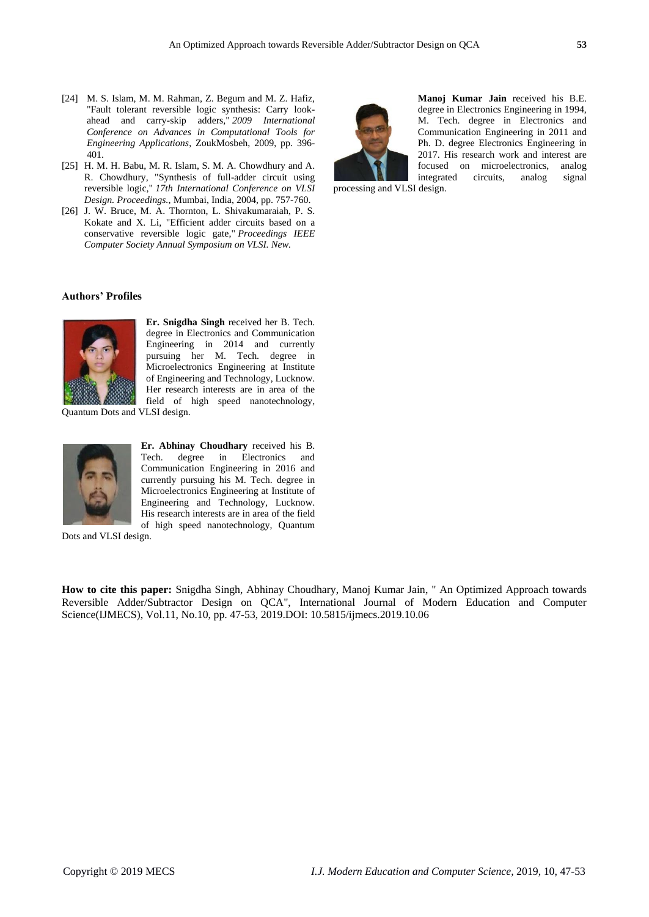[24] M. S. Islam, M. M. Rahman, Z. Begum and M. Z. Hafiz, "Fault tolerant reversible logic synthesis: Carry look-ahead and carry-skip adders," *2009 International Conference on Advances in Computational Tools for Engineering Applications*, ZoukMosbeh, 2009, pp. 396-401.

[25] H. M. H. Babu, M. R. Islam, S. M. A. Chowdhury and A. R. Chowdhury, "Synthesis of full-adder circuit using reversible logic," *17th International Conference on VLSI Design. Proceedings.*, Mumbai, India, 2004, pp. 757-760.

[26] J. W. Bruce, M. A. Thornton, L. Shivakumaraiah, P. S. Kokate and X. Li, "Efficient adder circuits based on a conservative reversible logic gate," *Proceedings IEEE Computer Society Annual Symposium on VLSI. New.*

**Authors' Profiles**

**Er. Snigdha Singh** received her B. Tech. degree in Electronics and Communication Engineering in 2014 and currently pursuing her M. Tech. degree in Microelectronics Engineering at Institute of Engineering and Technology, Lucknow. Her research interests are in area of the field of high speed nanotechnology, Quantum Dots and VLSI design.

**Er. Abhinay Choudhary** received his B. Tech. degree in Electronics and Communication Engineering in 2016 and currently pursuing his M. Tech. degree in Microelectronics Engineering at Institute of Engineering and Technology, Lucknow. His research interests are in area of the field of high speed nanotechnology, Quantum Dots and VLSI design.

**Manoj Kumar Jain** received his B.E. degree in Electronics Engineering in 1994, M. Tech. degree in Electronics and Communication Engineering in 2011 and Ph. D. degree Electronics Engineering in 2017. His research work and interest are focused on microelectronics, analog integrated circuits, analog signal processing and VLSI design.

**How to cite this paper:** Snigdha Singh, Abhinay Choudhary, Manoj Kumar Jain, " An Optimized Approach towards Reversible Adder/Subtractor Design on QCA", International Journal of Modern Education and Computer Science(IJMECS), Vol.11, No.10, pp. 47-53, 2019.DOI: 10.5815/ijmecs.2019.10.06